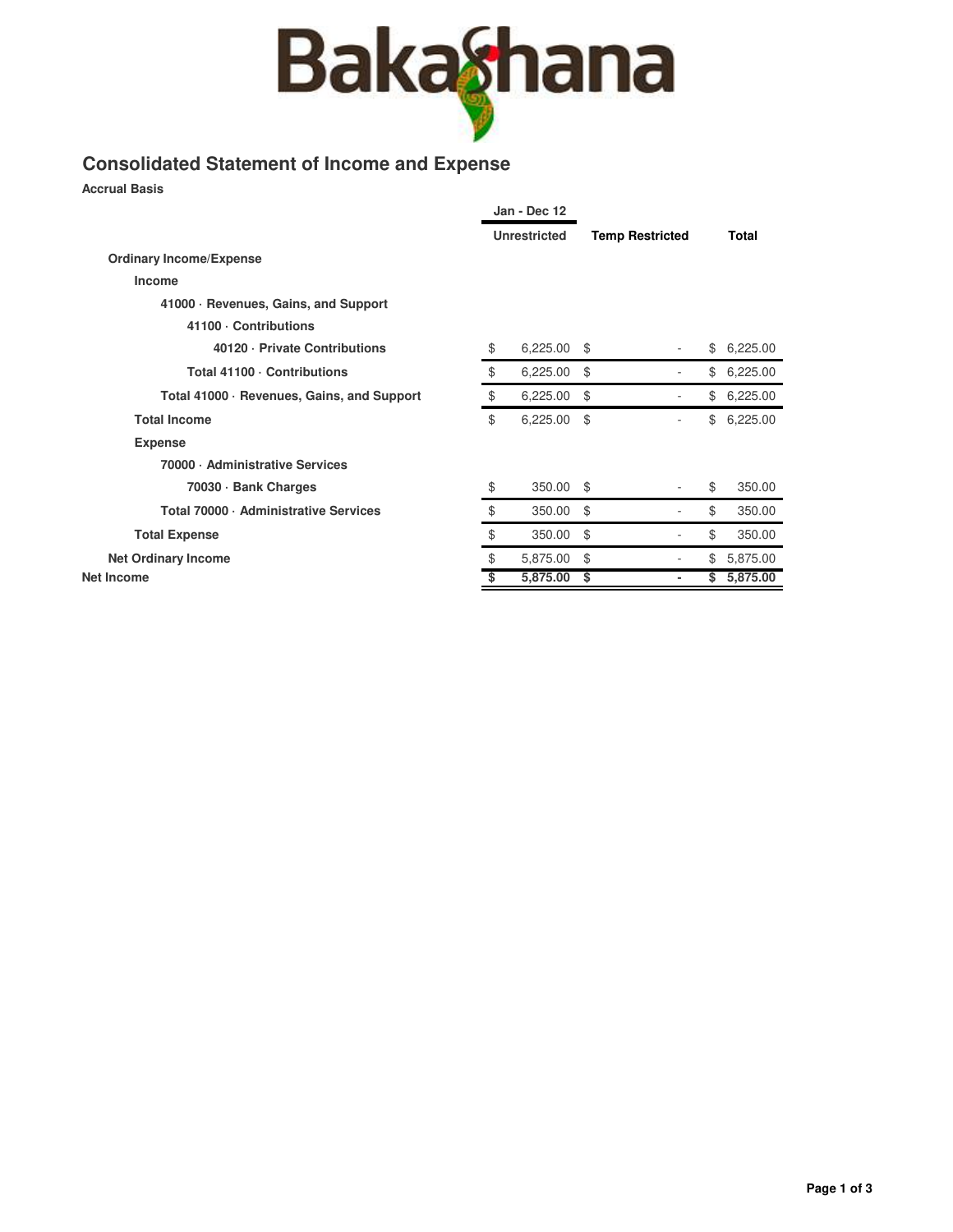# BakaShana

## Consolidated Statement of Income and Expense

**Accrual Basis**

| | Jan - Dec 12 | | |
|---|---|---|---|
| | **Unrestricted** | **Temp Restricted** | **Total** |
| **Ordinary Income/Expense** | | | |
| **Income** | | | |
| **41000 · Revenues, Gains, and Support** | | | |
| **41100 · Contributions** | | | |
| **40120 · Private Contributions** | $ 6,225.00 | $ - | $ 6,225.00 |
| **Total 41100 · Contributions** | $ 6,225.00 | $ - | $ 6,225.00 |
| **Total 41000 · Revenues, Gains, and Support** | $ 6,225.00 | $ - | $ 6,225.00 |
| **Total Income** | $ 6,225.00 | $ - | $ 6,225.00 |
| **Expense** | | | |
| **70000 · Administrative Services** | | | |
| **70030 · Bank Charges** | $ 350.00 | $ - | $ 350.00 |
| **Total 70000 · Administrative Services** | $ 350.00 | $ - | $ 350.00 |
| **Total Expense** | $ 350.00 | $ - | $ 350.00 |
| **Net Ordinary Income** | $ 5,875.00 | $ - | $ 5,875.00 |
| **Net Income** | **$ 5,875.00** | **$ -** | **$ 5,875.00** |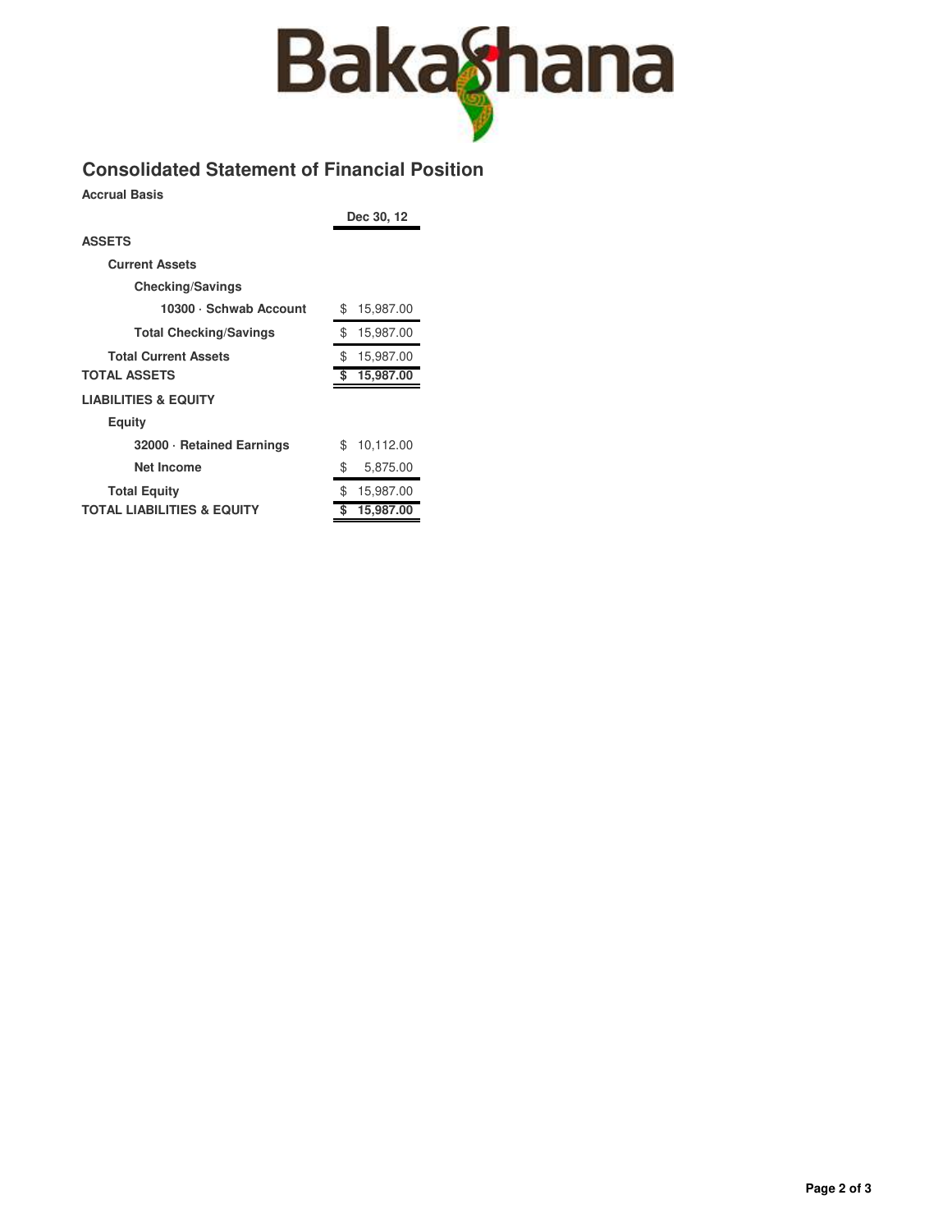BakaShana

## Consolidated Statement of Financial Position

**Accrual Basis**

| | Dec 30, 12 |
|---|---|
| **ASSETS** | |
| **Current Assets** | |
| **Checking/Savings** | |
| **10300 · Schwab Account** | $ 15,987.00 |
| **Total Checking/Savings** | $ 15,987.00 |
| **Total Current Assets** | $ 15,987.00 |
| **TOTAL ASSETS** | **$ 15,987.00** |
| **LIABILITIES & EQUITY** | |
| **Equity** | |
| **32000 · Retained Earnings** | $ 10,112.00 |
| **Net Income** | $ 5,875.00 |
| **Total Equity** | $ 15,987.00 |
| **TOTAL LIABILITIES & EQUITY** | **$ 15,987.00** |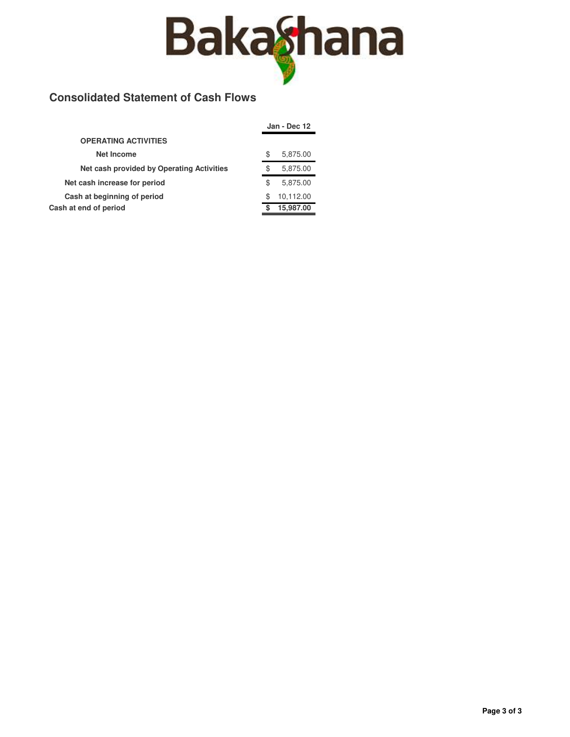Bakashana

## Consolidated Statement of Cash Flows

| | Jan - Dec 12 |
|---|---|
| **OPERATING ACTIVITIES** | |
| **Net Income** | $ 5,875.00 |
| **Net cash provided by Operating Activities** | $ 5,875.00 |
| **Net cash increase for period** | $ 5,875.00 |
| **Cash at beginning of period** | $ 10,112.00 |
| **Cash at end of period** | **$ 15,987.00** |